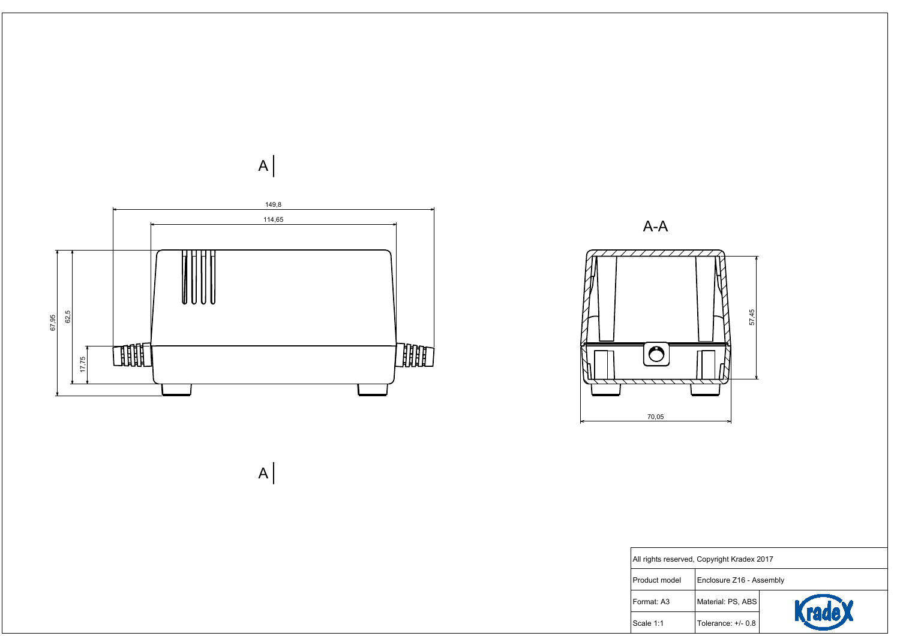A | A

149,8

114,65

67,95

62,5

17,75

A-A

57,45

70,05

| All rights reserved, Copyright Kradex 2017 | |
|---|---|
| Product model | Enclosure Z16 - Assembly |
| Format: A3 | Material: PS, ABS |
| Scale 1:1 | Tolerance: +/- 0.8 |

Kradex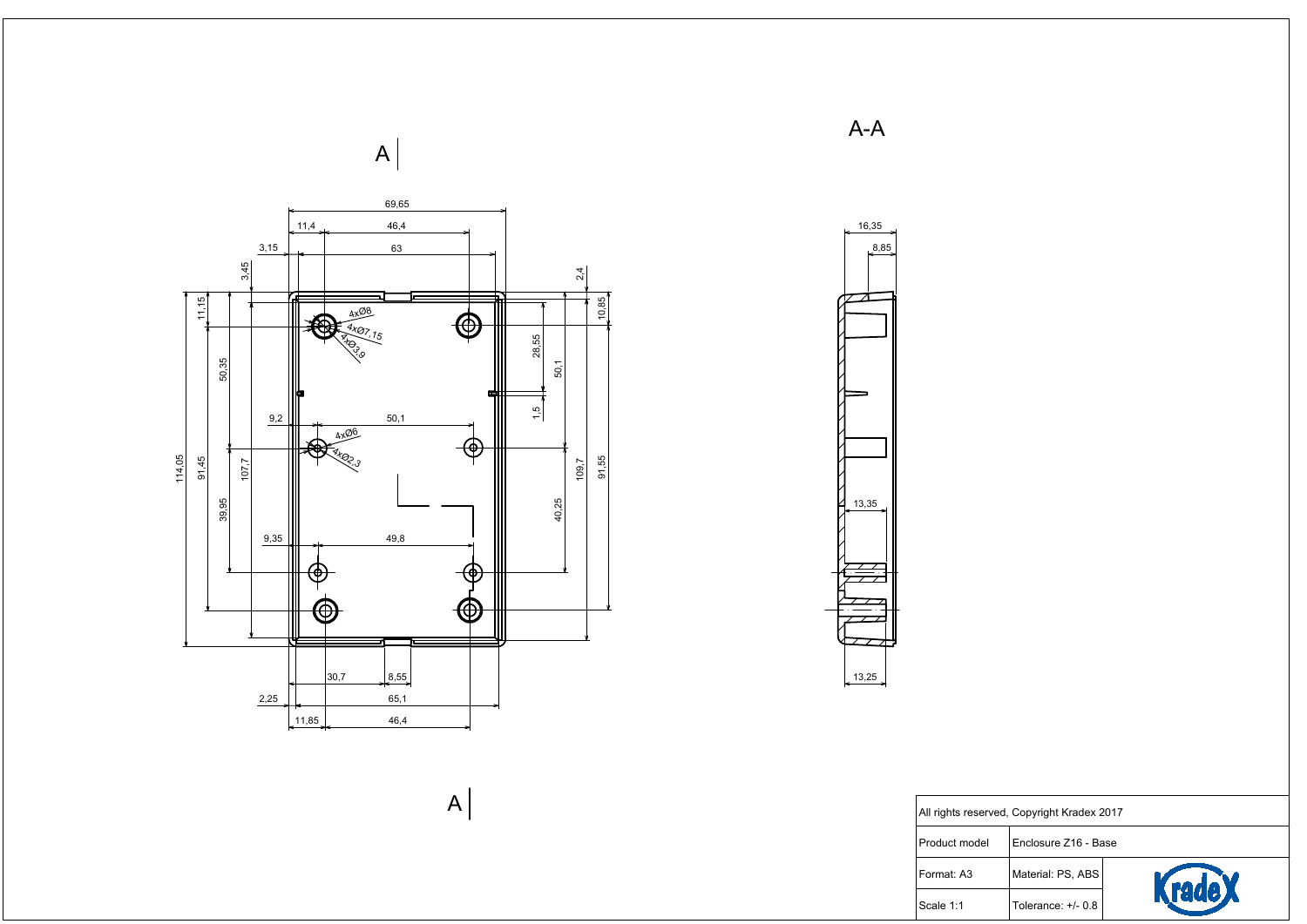A

A-A

69,65

11,4

46,4

3,15

63

3,45

2,4

11,15

10,85

4xØ8

4xØ7,15

4xØ3,9

28,55

50,35

50,1

1,5

9,2

50,1

4xØ6

4xØ2,3

114,05

91,45

107,7

39,95

109,7

91,55

40,25

9,35

49,8

30,7

8,55

2,25

65,1

11,85

46,4

A

16,35

8,85

13,35

13,25

| All rights reserved, Copyright Kradex 2017 | | |
|---|---|---|
| Product model | Enclosure Z16 - Base | |
| Format: A3 | Material: PS, ABS | Kradex |
| Scale 1:1 | Tolerance: +/- 0.8 | |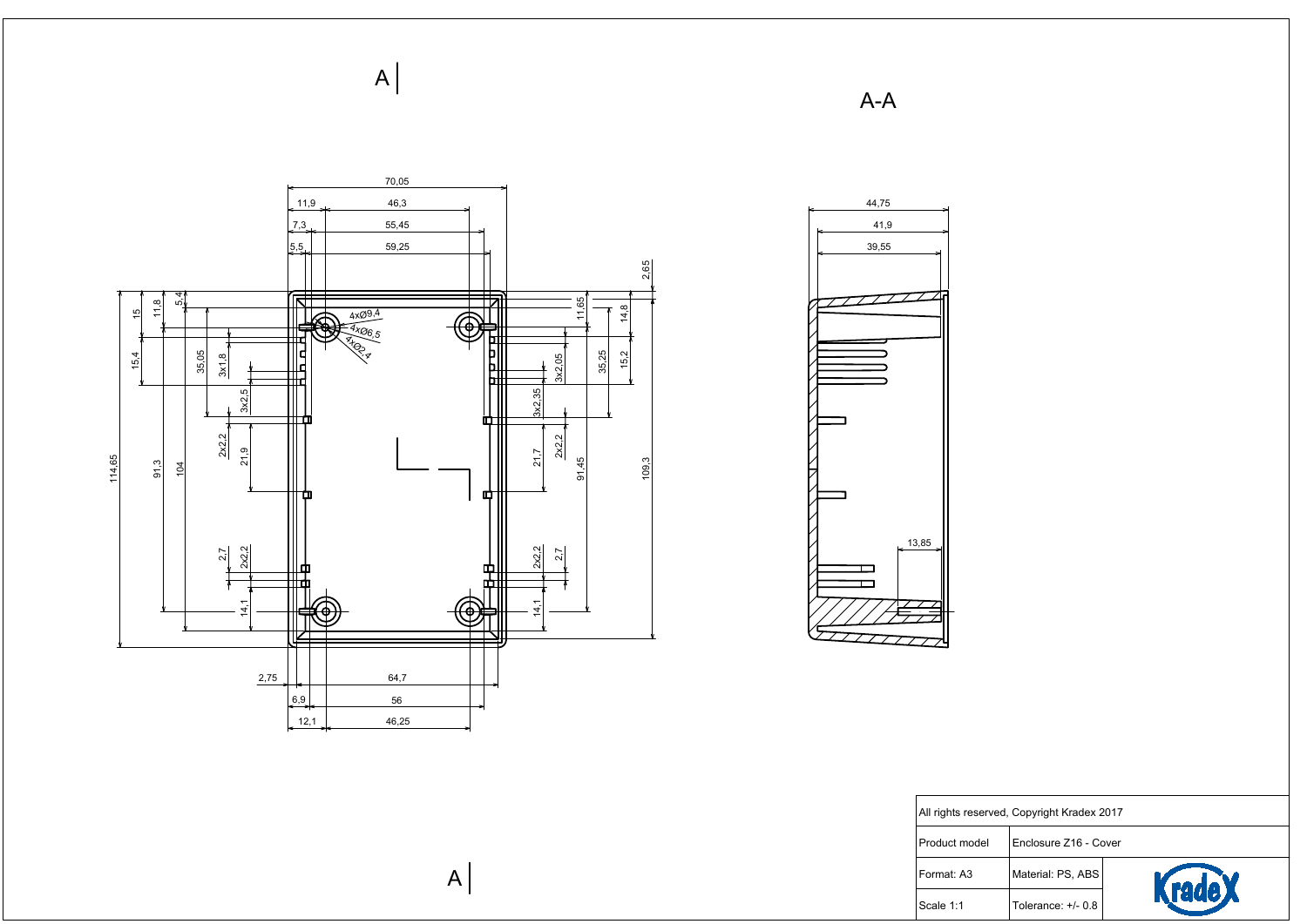A

A-A

70,05

11,9 46,3

7,3 55,45

5,5 59,25

2,65

15 11,8 5,4

4xØ9,4

4xØ6,5

4xØ2,4

11,65 14,8

15,4 35,05 3x1,8

3x2,05 35,25 15,2

3x2,5

3x2,35

2x2,2 21,9

21,7 2x2,2

114,65 91,3 104

91,45 109,3

2,7 2x2,2

2x2,2 2,7

14,1

14,1

2,75 64,7

6,9 56

12,1 46,25

44,75

41,9

39,55

13,85

A

| All rights reserved, Copyright Kradex 2017 | |
|---|---|
| Product model | Enclosure Z16 - Cover |
| Format: A3 | Material: PS, ABS |
| Scale 1:1 | Tolerance: +/- 0.8 |

Kradex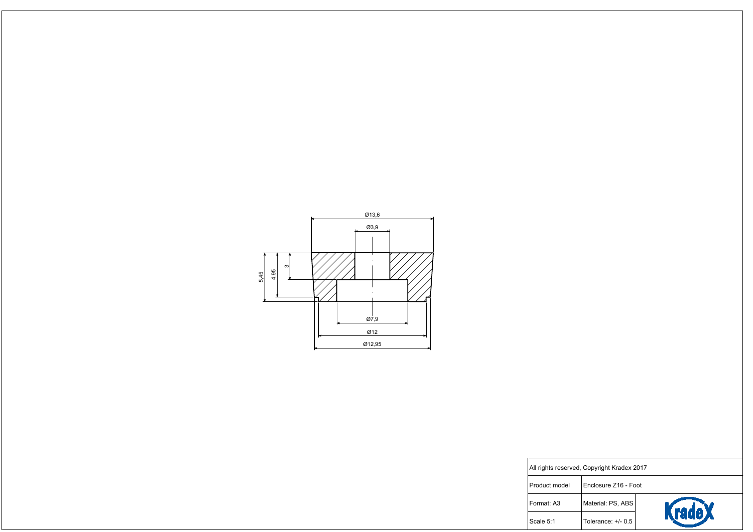Ø13,6

Ø3,9

5,45

4,95

3

Ø7,9

Ø12

Ø12,95

| All rights reserved, Copyright Kradex 2017 | | |
|---|---|---|
| Product model | Enclosure Z16 - Foot | |
| Format: A3 | Material: PS, ABS | Kradex |
| Scale 5:1 | Tolerance: +/- 0.5 | |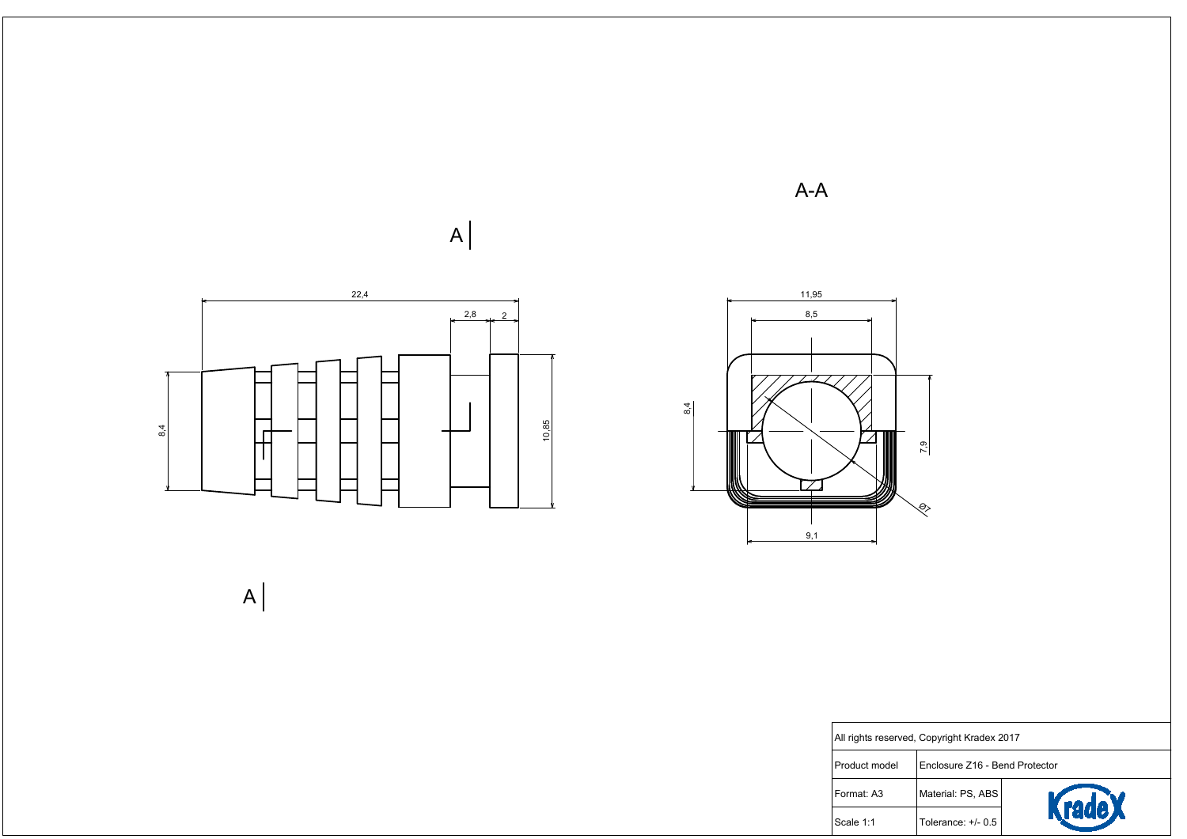A-A

A

22,4

2,8

2

8,4

10,85

A

11,95

8,5

8,4

7,9

Ø7

9,1

| | | |
|---|---|---|
| All rights reserved, Copyright Kradex 2017 | | |
| Product model | Enclosure Z16 - Bend Protector | |
| Format: A3 | Material: PS, ABS | Kradex |
| Scale 1:1 | Tolerance: +/- 0.5 | |